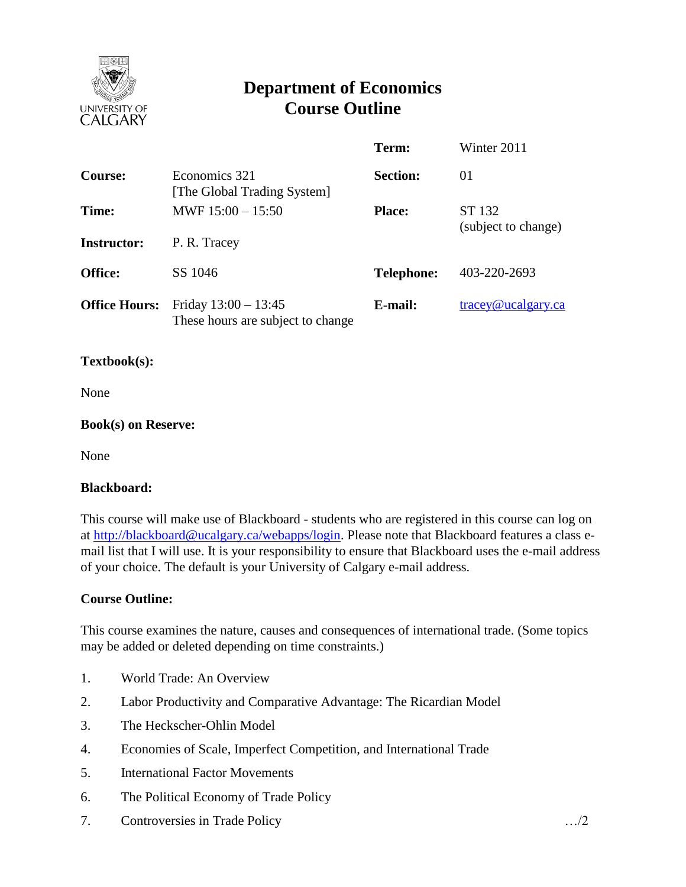# Department of Economics
# Course Outline

| | | | |
|---|---|---|---|
| | | **Term:** | Winter 2011 |
| **Course:** | Economics 321 [The Global Trading System] | **Section:** | 01 |
| **Time:** | MWF 15:00 – 15:50 | **Place:** | ST 132 (subject to change) |
| **Instructor:** | P. R. Tracey | | |
| **Office:** | SS 1046 | **Telephone:** | 403-220-2693 |
| **Office Hours:** | Friday 13:00 – 13:45 These hours are subject to change | **E-mail:** | tracey@ucalgary.ca |

**Textbook(s):**

None

**Book(s) on Reserve:**

None

**Blackboard:**

This course will make use of Blackboard - students who are registered in this course can log on at http://blackboard@ucalgary.ca/webapps/login. Please note that Blackboard features a class e-mail list that I will use. It is your responsibility to ensure that Blackboard uses the e-mail address of your choice. The default is your University of Calgary e-mail address.

**Course Outline:**

This course examines the nature, causes and consequences of international trade. (Some topics may be added or deleted depending on time constraints.)

1. World Trade: An Overview
2. Labor Productivity and Comparative Advantage: The Ricardian Model
3. The Heckscher-Ohlin Model
4. Economies of Scale, Imperfect Competition, and International Trade
5. International Factor Movements
6. The Political Economy of Trade Policy
7. Controversies in Trade Policy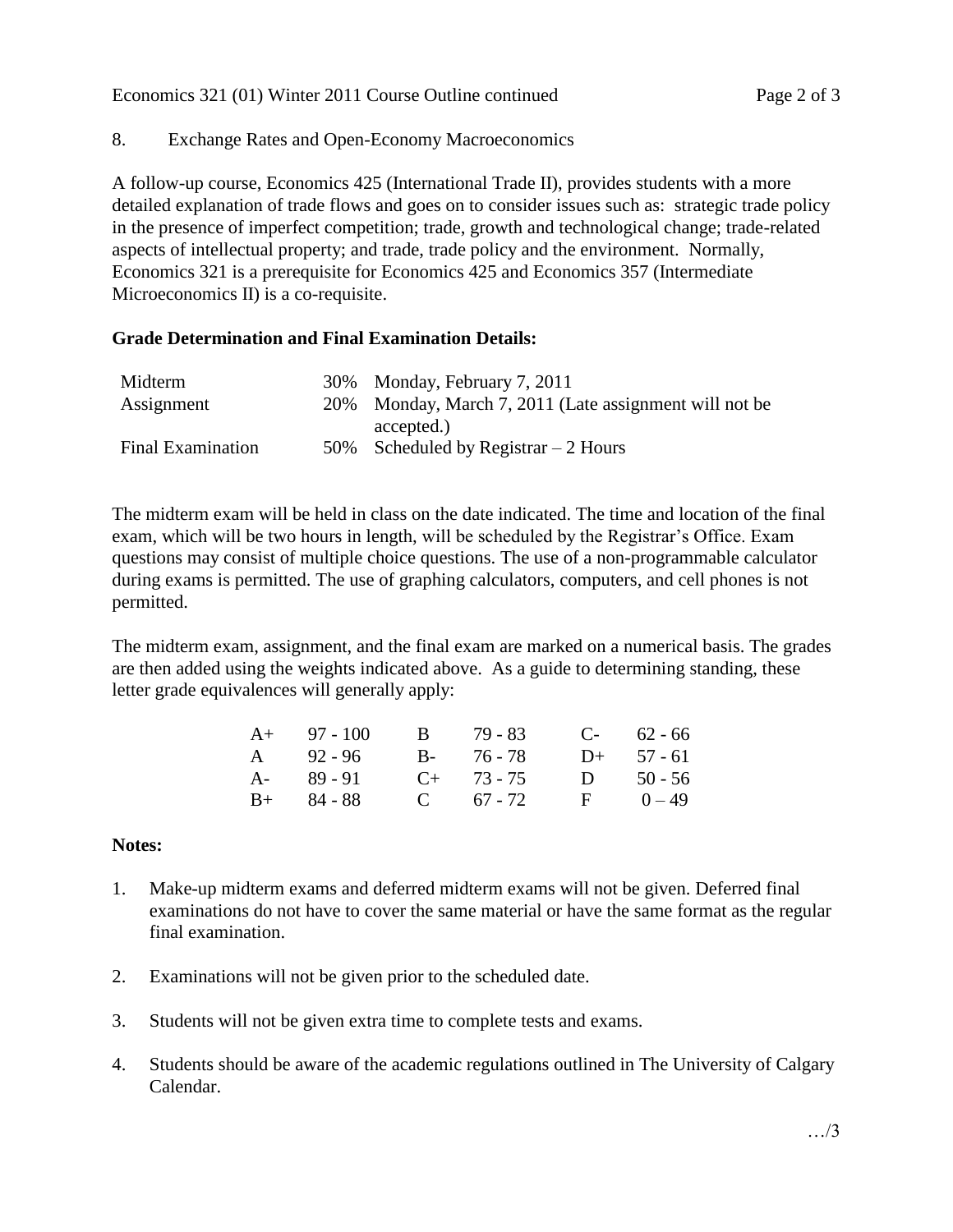8. Exchange Rates and Open-Economy Macroeconomics

A follow-up course, Economics 425 (International Trade II), provides students with a more detailed explanation of trade flows and goes on to consider issues such as: strategic trade policy in the presence of imperfect competition; trade, growth and technological change; trade-related aspects of intellectual property; and trade, trade policy and the environment. Normally, Economics 321 is a prerequisite for Economics 425 and Economics 357 (Intermediate Microeconomics II) is a co-requisite.

**Grade Determination and Final Examination Details:**

| | | |
|---|---|---|
| Midterm | 30% | Monday, February 7, 2011 |
| Assignment | 20% | Monday, March 7, 2011 (Late assignment will not be accepted.) |
| Final Examination | 50% | Scheduled by Registrar – 2 Hours |

The midterm exam will be held in class on the date indicated. The time and location of the final exam, which will be two hours in length, will be scheduled by the Registrar's Office. Exam questions may consist of multiple choice questions. The use of a non-programmable calculator during exams is permitted. The use of graphing calculators, computers, and cell phones is not permitted.

The midterm exam, assignment, and the final exam are marked on a numerical basis. The grades are then added using the weights indicated above. As a guide to determining standing, these letter grade equivalences will generally apply:

| | | | | | |
|---|---|---|---|---|---|
| A+ | 97 - 100 | B | 79 - 83 | C- | 62 - 66 |
| A | 92 - 96 | B- | 76 - 78 | D+ | 57 - 61 |
| A- | 89 - 91 | C+ | 73 - 75 | D | 50 - 56 |
| B+ | 84 - 88 | C | 67 - 72 | F | 0 – 49 |

**Notes:**

1. Make-up midterm exams and deferred midterm exams will not be given. Deferred final examinations do not have to cover the same material or have the same format as the regular final examination.

2. Examinations will not be given prior to the scheduled date.

3. Students will not be given extra time to complete tests and exams.

4. Students should be aware of the academic regulations outlined in The University of Calgary Calendar.

…/3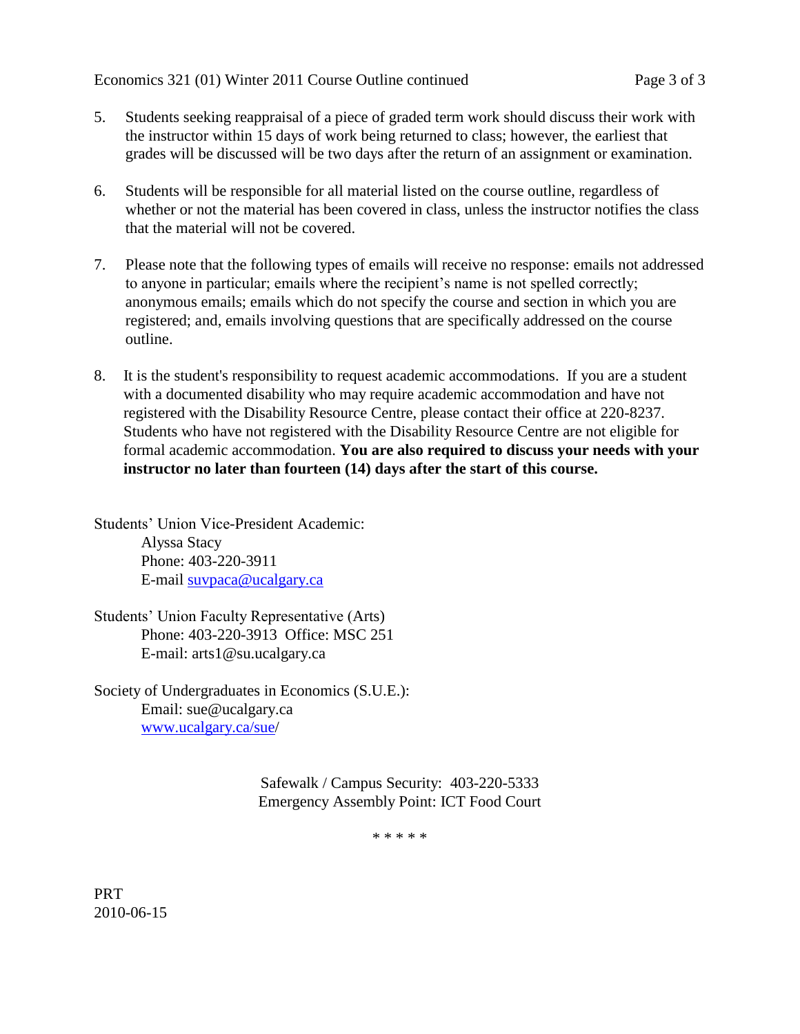5. Students seeking reappraisal of a piece of graded term work should discuss their work with the instructor within 15 days of work being returned to class; however, the earliest that grades will be discussed will be two days after the return of an assignment or examination.

6. Students will be responsible for all material listed on the course outline, regardless of whether or not the material has been covered in class, unless the instructor notifies the class that the material will not be covered.

7. Please note that the following types of emails will receive no response: emails not addressed to anyone in particular; emails where the recipient's name is not spelled correctly; anonymous emails; emails which do not specify the course and section in which you are registered; and, emails involving questions that are specifically addressed on the course outline.

8. It is the student's responsibility to request academic accommodations. If you are a student with a documented disability who may require academic accommodation and have not registered with the Disability Resource Centre, please contact their office at 220-8237. Students who have not registered with the Disability Resource Centre are not eligible for formal academic accommodation. **You are also required to discuss your needs with your instructor no later than fourteen (14) days after the start of this course.**

Students' Union Vice-President Academic:
Alyssa Stacy
Phone: 403-220-3911
E-mail suvpaca@ucalgary.ca

Students' Union Faculty Representative (Arts)
Phone: 403-220-3913 Office: MSC 251
E-mail: arts1@su.ucalgary.ca

Society of Undergraduates in Economics (S.U.E.):
Email: sue@ucalgary.ca
www.ucalgary.ca/sue/

Safewalk / Campus Security: 403-220-5333
Emergency Assembly Point: ICT Food Court

* * * * *

PRT
2010-06-15